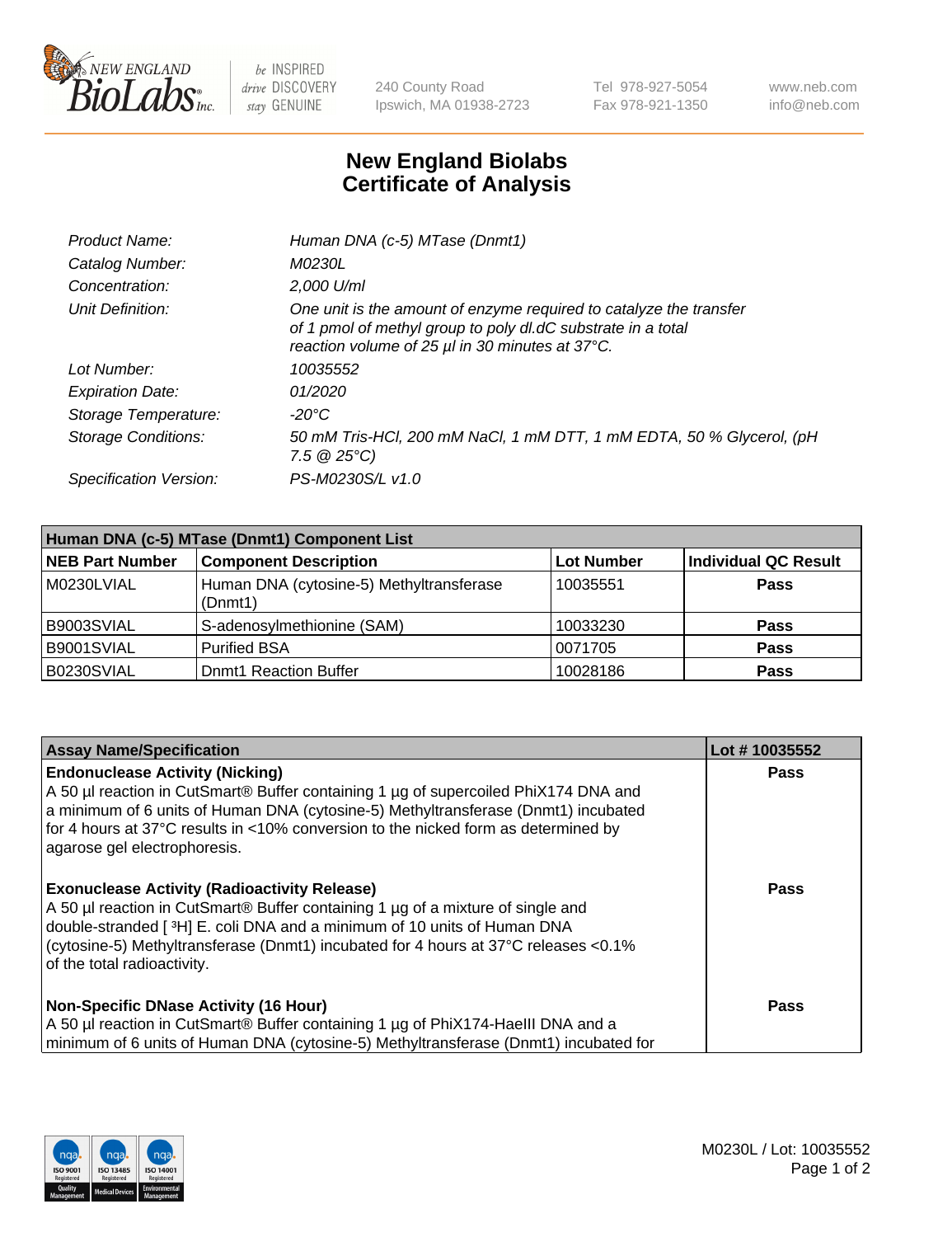New England BioLabs Inc. — be INSPIRED drive DISCOVERY stay GENUINE

240 County Road
Ipswich, MA 01938-2723

Tel 978-927-5054
Fax 978-921-1350

www.neb.com
info@neb.com

# New England Biolabs
# Certificate of Analysis

| | |
|---|---|
| *Product Name:* | *Human DNA (c-5) MTase (Dnmt1)* |
| *Catalog Number:* | *M0230L* |
| *Concentration:* | *2,000 U/ml* |
| *Unit Definition:* | *One unit is the amount of enzyme required to catalyze the transfer of 1 pmol of methyl group to poly dI.dC substrate in a total reaction volume of 25 µl in 30 minutes at 37°C.* |
| *Lot Number:* | *10035552* |
| *Expiration Date:* | *01/2020* |
| *Storage Temperature:* | *-20°C* |
| *Storage Conditions:* | *50 mM Tris-HCl, 200 mM NaCl, 1 mM DTT, 1 mM EDTA, 50 % Glycerol, (pH 7.5 @ 25°C)* |
| *Specification Version:* | *PS-M0230S/L v1.0* |

| Human DNA (c-5) MTase (Dnmt1) Component List | | | |
|---|---|---|---|
| **NEB Part Number** | **Component Description** | **Lot Number** | **Individual QC Result** |
| M0230LVIAL | Human DNA (cytosine-5) Methyltransferase (Dnmt1) | 10035551 | **Pass** |
| B9003SVIAL | S-adenosylmethionine (SAM) | 10033230 | **Pass** |
| B9001SVIAL | Purified BSA | 0071705 | **Pass** |
| B0230SVIAL | Dnmt1 Reaction Buffer | 10028186 | **Pass** |

| Assay Name/Specification | Lot # 10035552 |
|---|---|
| **Endonuclease Activity (Nicking)**<br>A 50 µl reaction in CutSmart® Buffer containing 1 µg of supercoiled PhiX174 DNA and a minimum of 6 units of Human DNA (cytosine-5) Methyltransferase (Dnmt1) incubated for 4 hours at 37°C results in <10% conversion to the nicked form as determined by agarose gel electrophoresis. | **Pass** |
| **Exonuclease Activity (Radioactivity Release)**<br>A 50 µl reaction in CutSmart® Buffer containing 1 µg of a mixture of single and double-stranded [ $^3$H] E. coli DNA and a minimum of 10 units of Human DNA (cytosine-5) Methyltransferase (Dnmt1) incubated for 4 hours at 37°C releases <0.1% of the total radioactivity. | **Pass** |
| **Non-Specific DNase Activity (16 Hour)**<br>A 50 µl reaction in CutSmart® Buffer containing 1 µg of PhiX174-HaeIII DNA and a minimum of 6 units of Human DNA (cytosine-5) Methyltransferase (Dnmt1) incubated for | **Pass** |

M0230L / Lot: 10035552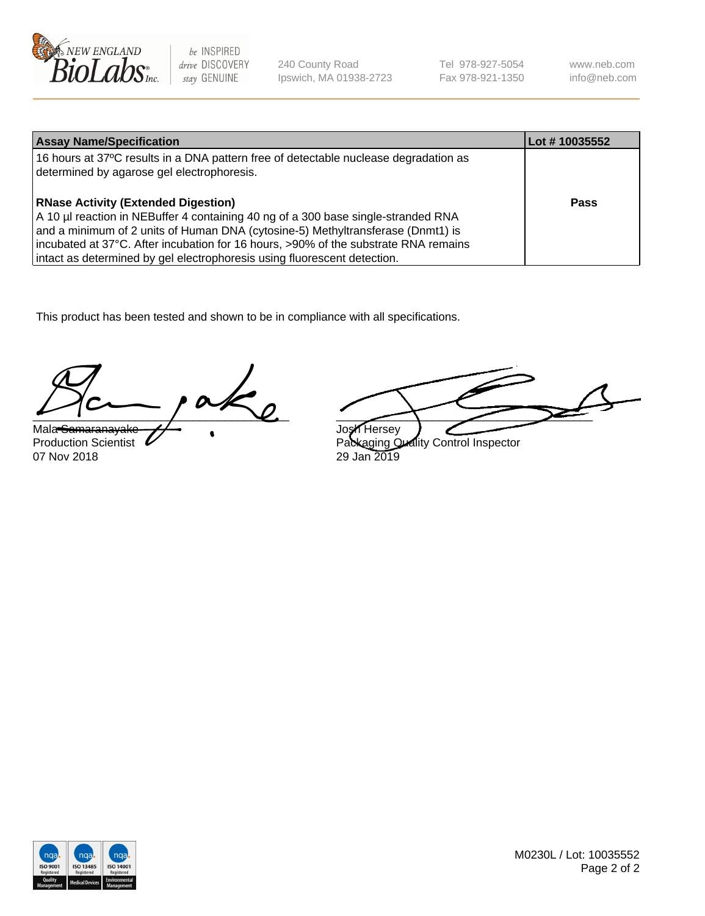| Assay Name/Specification | Lot # 10035552 |
| --- | --- |
| 16 hours at 37ºC results in a DNA pattern free of detectable nuclease degradation as determined by agarose gel electrophoresis. | |
| **RNase Activity (Extended Digestion)** A 10 µl reaction in NEBuffer 4 containing 40 ng of a 300 base single-stranded RNA and a minimum of 2 units of Human DNA (cytosine-5) Methyltransferase (Dnmt1) is incubated at 37°C. After incubation for 16 hours, >90% of the substrate RNA remains intact as determined by gel electrophoresis using fluorescent detection. | **Pass** |

This product has been tested and shown to be in compliance with all specifications.

Mala Samaranayake
Production Scientist
07 Nov 2018

Josh Hersey
Packaging Quality Control Inspector
29 Jan 2019

M0230L / Lot: 10035552